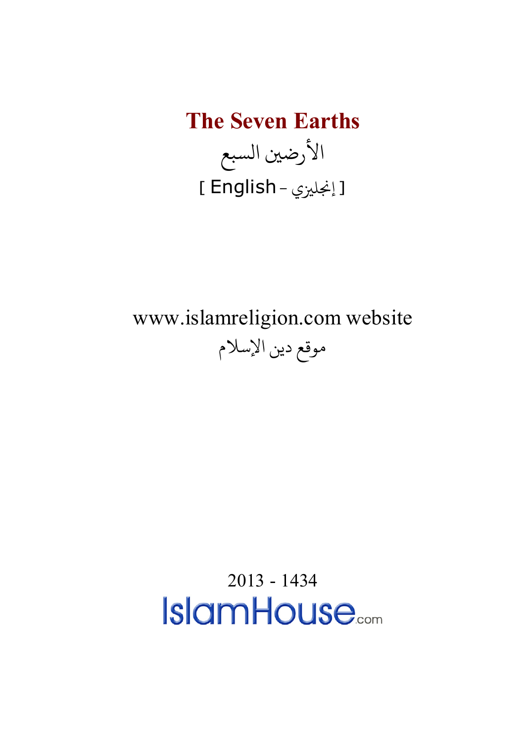# The Seven Earths

الأرضين السبع

[ English - إنجليزي ]

www.islamreligion.com website

موقع دين الإسلام

2013 - 1434

IslamHouse.com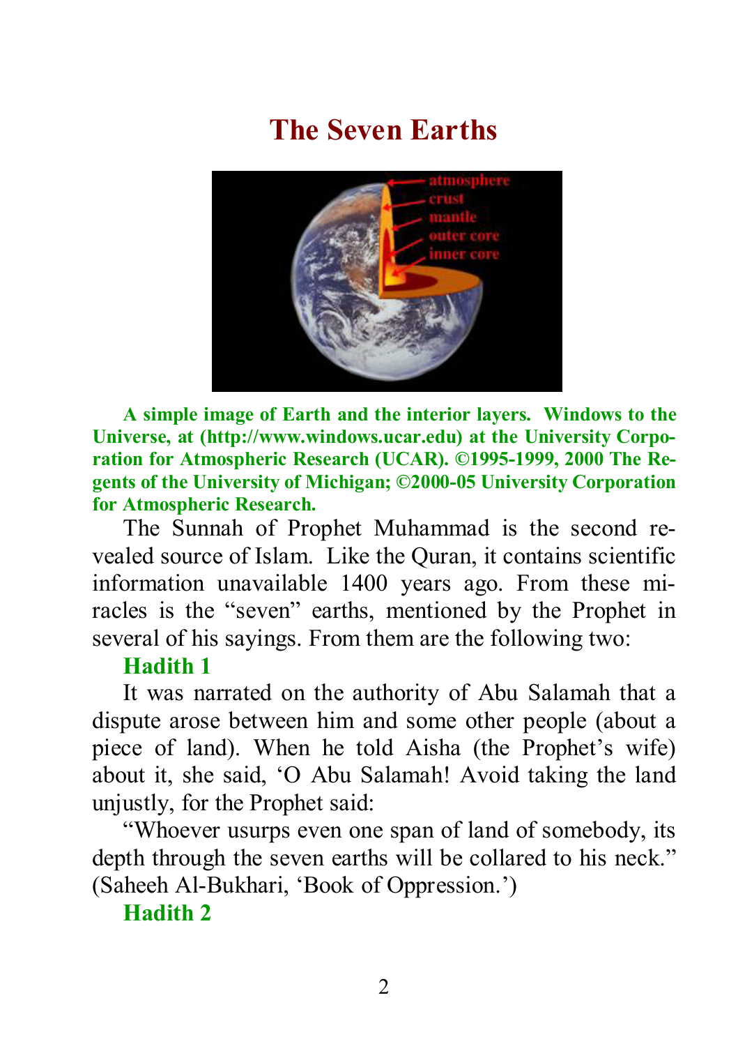# The Seven Earths

**A simple image of Earth and the interior layers. Windows to the Universe, at (http://www.windows.ucar.edu) at the University Corporation for Atmospheric Research (UCAR). ©1995-1999, 2000 The Regents of the University of Michigan; ©2000-05 University Corporation for Atmospheric Research.**

The Sunnah of Prophet Muhammad is the second revealed source of Islam. Like the Quran, it contains scientific information unavailable 1400 years ago. From these miracles is the "seven" earths, mentioned by the Prophet in several of his sayings. From them are the following two:

### Hadith 1

It was narrated on the authority of Abu Salamah that a dispute arose between him and some other people (about a piece of land). When he told Aisha (the Prophet's wife) about it, she said, 'O Abu Salamah! Avoid taking the land unjustly, for the Prophet said:

"Whoever usurps even one span of land of somebody, its depth through the seven earths will be collared to his neck." (Saheeh Al-Bukhari, 'Book of Oppression.')

### Hadith 2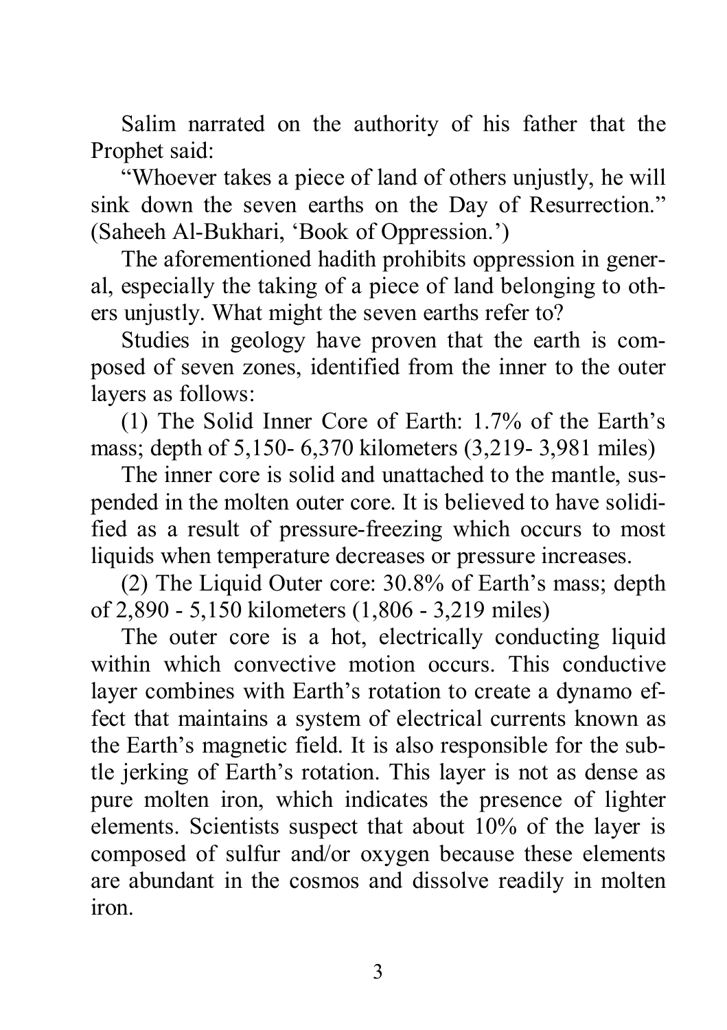Salim narrated on the authority of his father that the Prophet said:

"Whoever takes a piece of land of others unjustly, he will sink down the seven earths on the Day of Resurrection." (Saheeh Al-Bukhari, 'Book of Oppression.')

The aforementioned hadith prohibits oppression in general, especially the taking of a piece of land belonging to others unjustly. What might the seven earths refer to?

Studies in geology have proven that the earth is composed of seven zones, identified from the inner to the outer layers as follows:

(1) The Solid Inner Core of Earth: 1.7% of the Earth's mass; depth of 5,150- 6,370 kilometers (3,219- 3,981 miles)

The inner core is solid and unattached to the mantle, suspended in the molten outer core. It is believed to have solidified as a result of pressure-freezing which occurs to most liquids when temperature decreases or pressure increases.

(2) The Liquid Outer core: 30.8% of Earth's mass; depth of 2,890 - 5,150 kilometers (1,806 - 3,219 miles)

The outer core is a hot, electrically conducting liquid within which convective motion occurs. This conductive layer combines with Earth's rotation to create a dynamo effect that maintains a system of electrical currents known as the Earth's magnetic field. It is also responsible for the subtle jerking of Earth's rotation. This layer is not as dense as pure molten iron, which indicates the presence of lighter elements. Scientists suspect that about 10% of the layer is composed of sulfur and/or oxygen because these elements are abundant in the cosmos and dissolve readily in molten iron.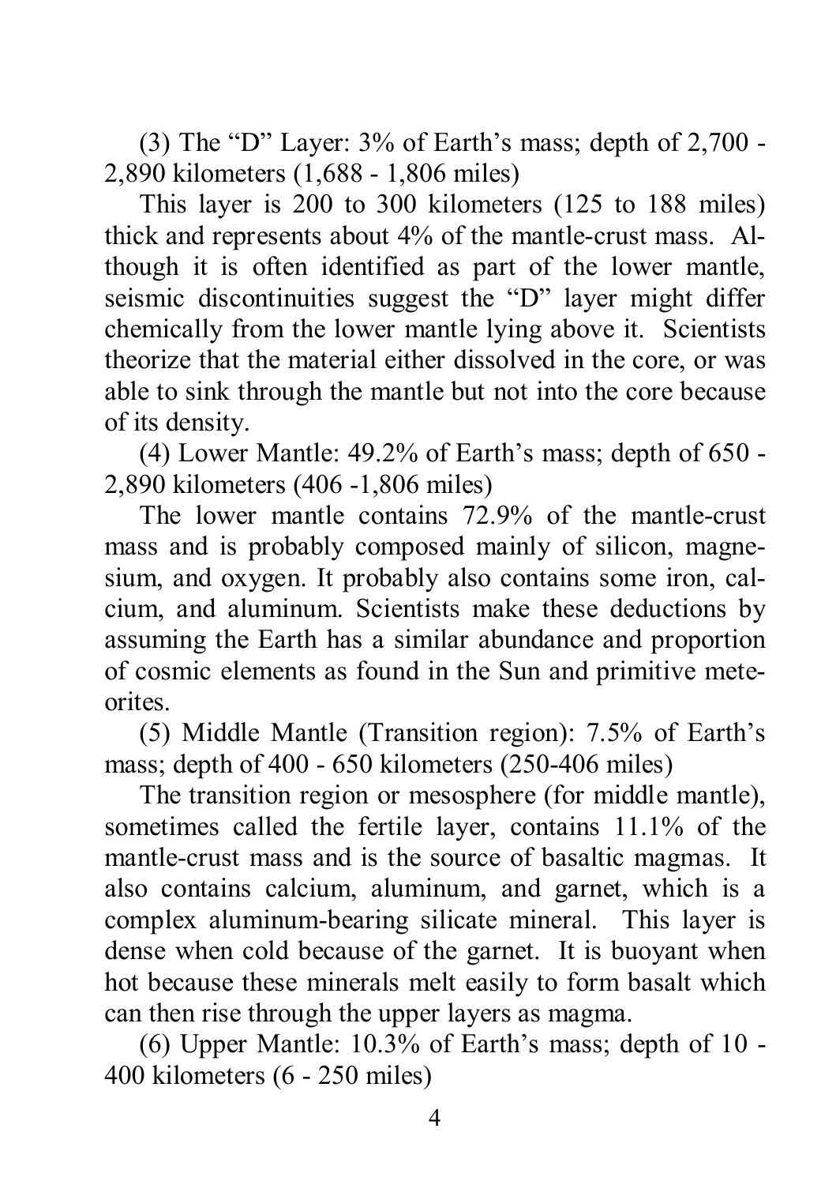(3) The “D” Layer: 3% of Earth’s mass; depth of 2,700 - 2,890 kilometers (1,688 - 1,806 miles)

This layer is 200 to 300 kilometers (125 to 188 miles) thick and represents about 4% of the mantle-crust mass. Although it is often identified as part of the lower mantle, seismic discontinuities suggest the “D” layer might differ chemically from the lower mantle lying above it. Scientists theorize that the material either dissolved in the core, or was able to sink through the mantle but not into the core because of its density.

(4) Lower Mantle: 49.2% of Earth’s mass; depth of 650 - 2,890 kilometers (406 -1,806 miles)

The lower mantle contains 72.9% of the mantle-crust mass and is probably composed mainly of silicon, magnesium, and oxygen. It probably also contains some iron, calcium, and aluminum. Scientists make these deductions by assuming the Earth has a similar abundance and proportion of cosmic elements as found in the Sun and primitive meteorites.

(5) Middle Mantle (Transition region): 7.5% of Earth’s mass; depth of 400 - 650 kilometers (250-406 miles)

The transition region or mesosphere (for middle mantle), sometimes called the fertile layer, contains 11.1% of the mantle-crust mass and is the source of basaltic magmas. It also contains calcium, aluminum, and garnet, which is a complex aluminum-bearing silicate mineral. This layer is dense when cold because of the garnet. It is buoyant when hot because these minerals melt easily to form basalt which can then rise through the upper layers as magma.

(6) Upper Mantle: 10.3% of Earth’s mass; depth of 10 - 400 kilometers (6 - 250 miles)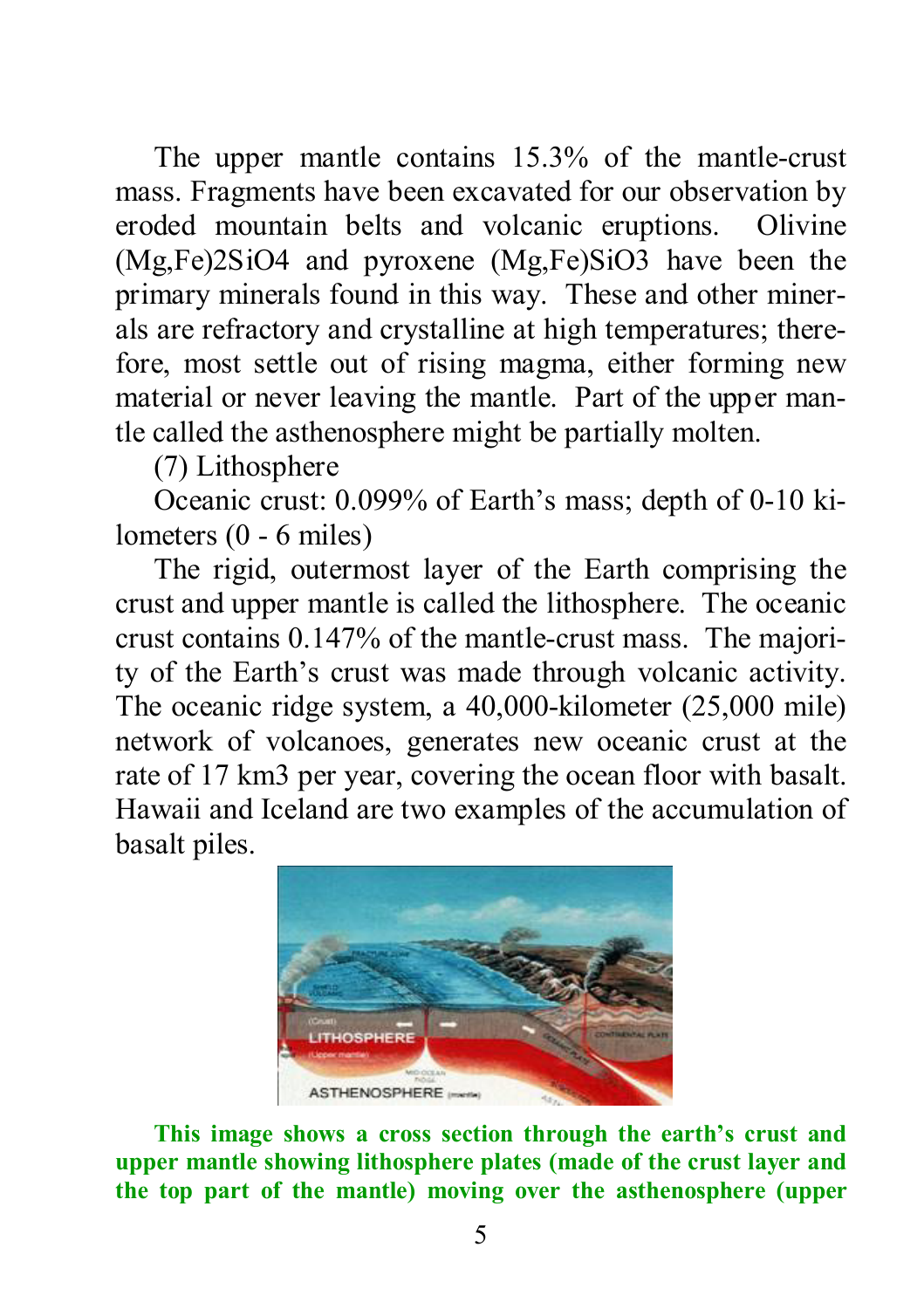The upper mantle contains 15.3% of the mantle-crust mass. Fragments have been excavated for our observation by eroded mountain belts and volcanic eruptions. Olivine $(Mg,Fe)_2SiO_4$ and pyroxene $(Mg,Fe)SiO_3$ have been the primary minerals found in this way. These and other minerals are refractory and crystalline at high temperatures; therefore, most settle out of rising magma, either forming new material or never leaving the mantle. Part of the upper mantle called the asthenosphere might be partially molten.

(7) Lithosphere

Oceanic crust: 0.099% of Earth's mass; depth of 0-10 kilometers (0 - 6 miles)

The rigid, outermost layer of the Earth comprising the crust and upper mantle is called the lithosphere. The oceanic crust contains 0.147% of the mantle-crust mass. The majority of the Earth's crust was made through volcanic activity. The oceanic ridge system, a 40,000-kilometer (25,000 mile) network of volcanoes, generates new oceanic crust at the rate of 17 $km^3$ per year, covering the ocean floor with basalt. Hawaii and Iceland are two examples of the accumulation of basalt piles.

**This image shows a cross section through the earth's crust and upper mantle showing lithosphere plates (made of the crust layer and the top part of the mantle) moving over the asthenosphere (upper**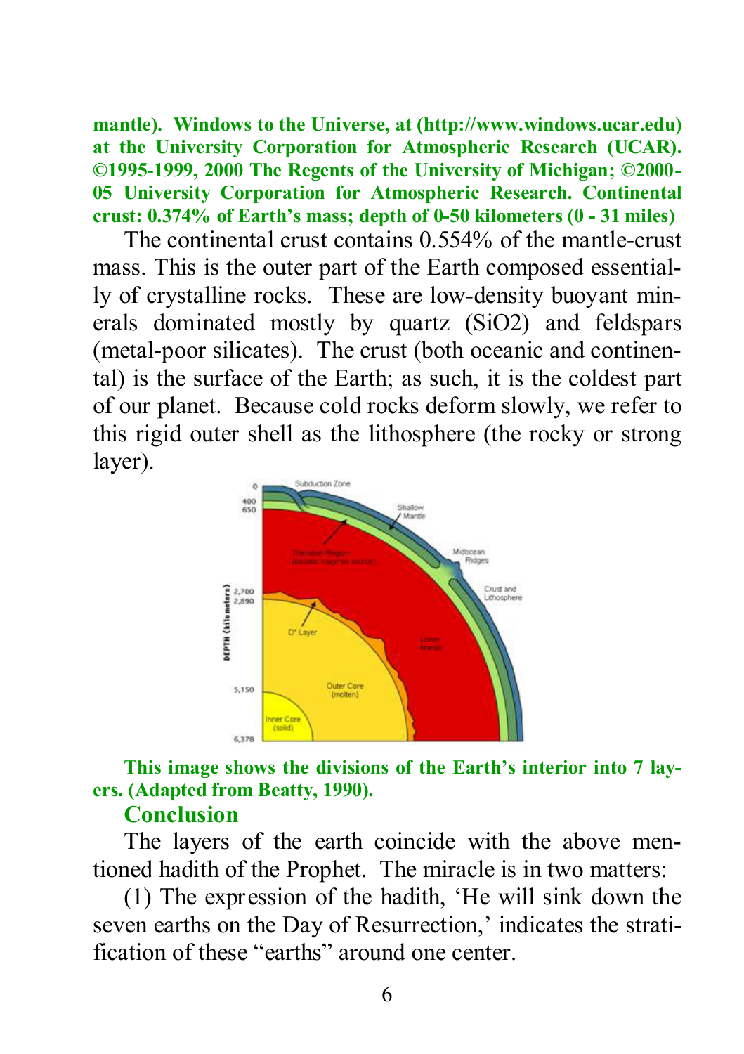**mantle). Windows to the Universe, at (http://www.windows.ucar.edu) at the University Corporation for Atmospheric Research (UCAR). ©1995-1999, 2000 The Regents of the University of Michigan; ©2000-05 University Corporation for Atmospheric Research. Continental crust: 0.374% of Earth's mass; depth of 0-50 kilometers (0 - 31 miles)**

The continental crust contains 0.554% of the mantle-crust mass. This is the outer part of the Earth composed essentially of crystalline rocks. These are low-density buoyant minerals dominated mostly by quartz ($SiO_2$) and feldspars (metal-poor silicates). The crust (both oceanic and continental) is the surface of the Earth; as such, it is the coldest part of our planet. Because cold rocks deform slowly, we refer to this rigid outer shell as the lithosphere (the rocky or strong layer).

**This image shows the divisions of the Earth's interior into 7 layers. (Adapted from Beatty, 1990).**

## Conclusion

The layers of the earth coincide with the above mentioned hadith of the Prophet. The miracle is in two matters:

(1) The expression of the hadith, 'He will sink down the seven earths on the Day of Resurrection,' indicates the stratification of these "earths" around one center.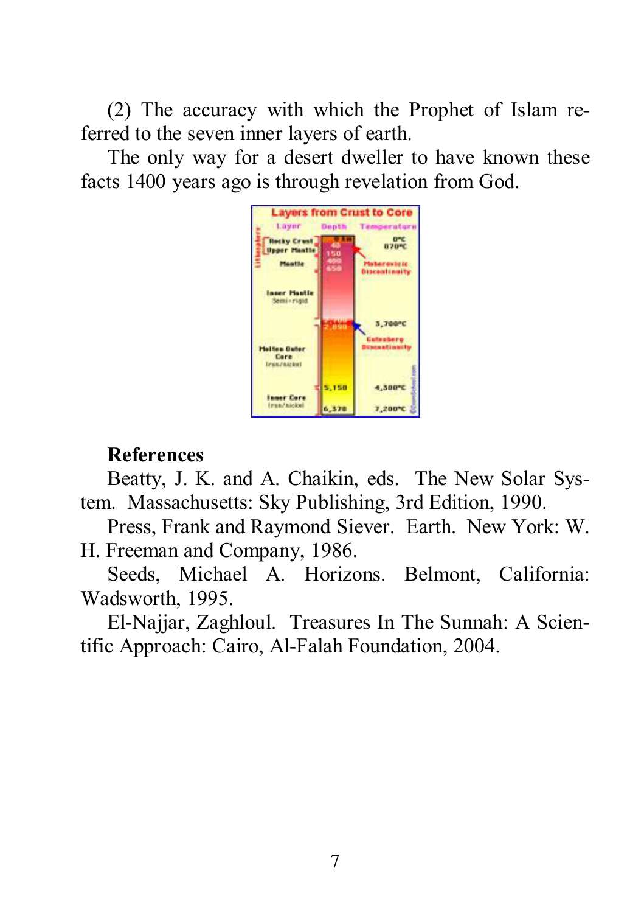(2) The accuracy with which the Prophet of Islam referred to the seven inner layers of earth.

The only way for a desert dweller to have known these facts 1400 years ago is through revelation from God.

Layers from Crust to Core

Layer Depth Temperature

Lithosphere

Rocky Crust

Upper Mantle

Mantle

Inner Mantle
Semi-rigid

Molten Outer Core
Iron/nickel

Inner Core
Iron/nickel

40
150
400
650
2,890
5,150
6,378

0°C
870°C
Mohorovicic Discontinuity
3,700°C
Gutenberg Discontinuity
4,300°C
7,200°C

**References**

Beatty, J. K. and A. Chaikin, eds. The New Solar System. Massachusetts: Sky Publishing, 3rd Edition, 1990.

Press, Frank and Raymond Siever. Earth. New York: W. H. Freeman and Company, 1986.

Seeds, Michael A. Horizons. Belmont, California: Wadsworth, 1995.

El-Najjar, Zaghloul. Treasures In The Sunnah: A Scientific Approach: Cairo, Al-Falah Foundation, 2004.